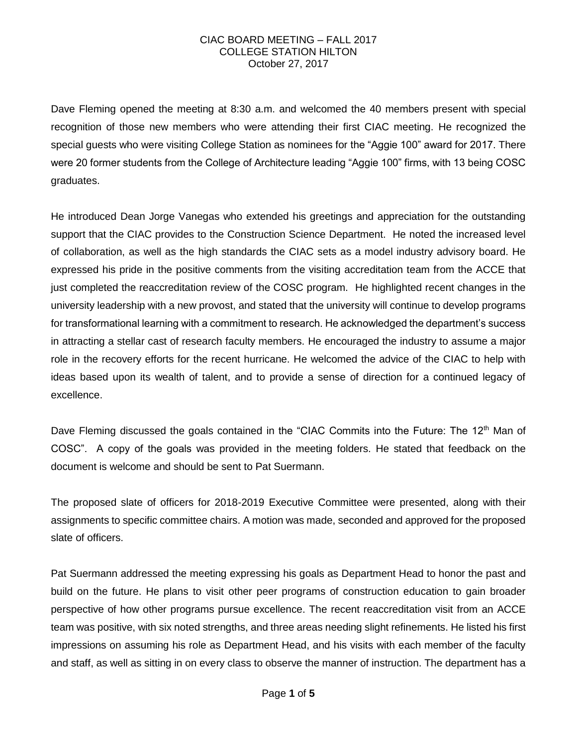CIAC BOARD MEETING – FALL 2017
COLLEGE STATION HILTON
October 27, 2017

Dave Fleming opened the meeting at 8:30 a.m. and welcomed the 40 members present with special recognition of those new members who were attending their first CIAC meeting. He recognized the special guests who were visiting College Station as nominees for the "Aggie 100" award for 2017. There were 20 former students from the College of Architecture leading "Aggie 100" firms, with 13 being COSC graduates.

He introduced Dean Jorge Vanegas who extended his greetings and appreciation for the outstanding support that the CIAC provides to the Construction Science Department. He noted the increased level of collaboration, as well as the high standards the CIAC sets as a model industry advisory board. He expressed his pride in the positive comments from the visiting accreditation team from the ACCE that just completed the reaccreditation review of the COSC program. He highlighted recent changes in the university leadership with a new provost, and stated that the university will continue to develop programs for transformational learning with a commitment to research. He acknowledged the department's success in attracting a stellar cast of research faculty members. He encouraged the industry to assume a major role in the recovery efforts for the recent hurricane. He welcomed the advice of the CIAC to help with ideas based upon its wealth of talent, and to provide a sense of direction for a continued legacy of excellence.

Dave Fleming discussed the goals contained in the "CIAC Commits into the Future: The 12th Man of COSC". A copy of the goals was provided in the meeting folders. He stated that feedback on the document is welcome and should be sent to Pat Suermann.

The proposed slate of officers for 2018-2019 Executive Committee were presented, along with their assignments to specific committee chairs. A motion was made, seconded and approved for the proposed slate of officers.

Pat Suermann addressed the meeting expressing his goals as Department Head to honor the past and build on the future. He plans to visit other peer programs of construction education to gain broader perspective of how other programs pursue excellence. The recent reaccreditation visit from an ACCE team was positive, with six noted strengths, and three areas needing slight refinements. He listed his first impressions on assuming his role as Department Head, and his visits with each member of the faculty and staff, as well as sitting in on every class to observe the manner of instruction. The department has a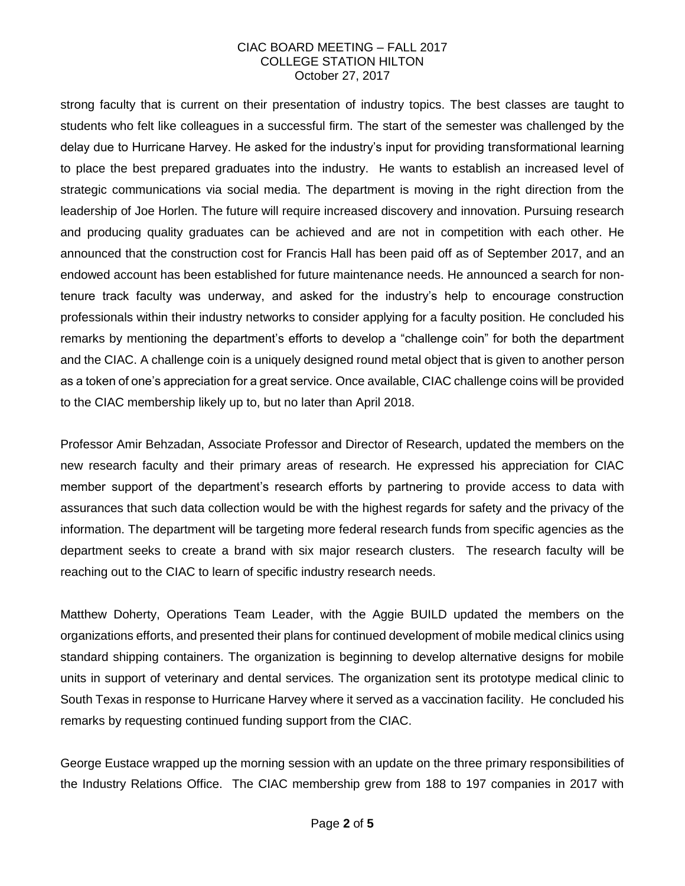strong faculty that is current on their presentation of industry topics. The best classes are taught to students who felt like colleagues in a successful firm. The start of the semester was challenged by the delay due to Hurricane Harvey. He asked for the industry's input for providing transformational learning to place the best prepared graduates into the industry. He wants to establish an increased level of strategic communications via social media. The department is moving in the right direction from the leadership of Joe Horlen. The future will require increased discovery and innovation. Pursuing research and producing quality graduates can be achieved and are not in competition with each other. He announced that the construction cost for Francis Hall has been paid off as of September 2017, and an endowed account has been established for future maintenance needs. He announced a search for non-tenure track faculty was underway, and asked for the industry's help to encourage construction professionals within their industry networks to consider applying for a faculty position. He concluded his remarks by mentioning the department's efforts to develop a "challenge coin" for both the department and the CIAC. A challenge coin is a uniquely designed round metal object that is given to another person as a token of one's appreciation for a great service. Once available, CIAC challenge coins will be provided to the CIAC membership likely up to, but no later than April 2018.

Professor Amir Behzadan, Associate Professor and Director of Research, updated the members on the new research faculty and their primary areas of research. He expressed his appreciation for CIAC member support of the department's research efforts by partnering to provide access to data with assurances that such data collection would be with the highest regards for safety and the privacy of the information. The department will be targeting more federal research funds from specific agencies as the department seeks to create a brand with six major research clusters. The research faculty will be reaching out to the CIAC to learn of specific industry research needs.

Matthew Doherty, Operations Team Leader, with the Aggie BUILD updated the members on the organizations efforts, and presented their plans for continued development of mobile medical clinics using standard shipping containers. The organization is beginning to develop alternative designs for mobile units in support of veterinary and dental services. The organization sent its prototype medical clinic to South Texas in response to Hurricane Harvey where it served as a vaccination facility. He concluded his remarks by requesting continued funding support from the CIAC.

George Eustace wrapped up the morning session with an update on the three primary responsibilities of the Industry Relations Office. The CIAC membership grew from 188 to 197 companies in 2017 with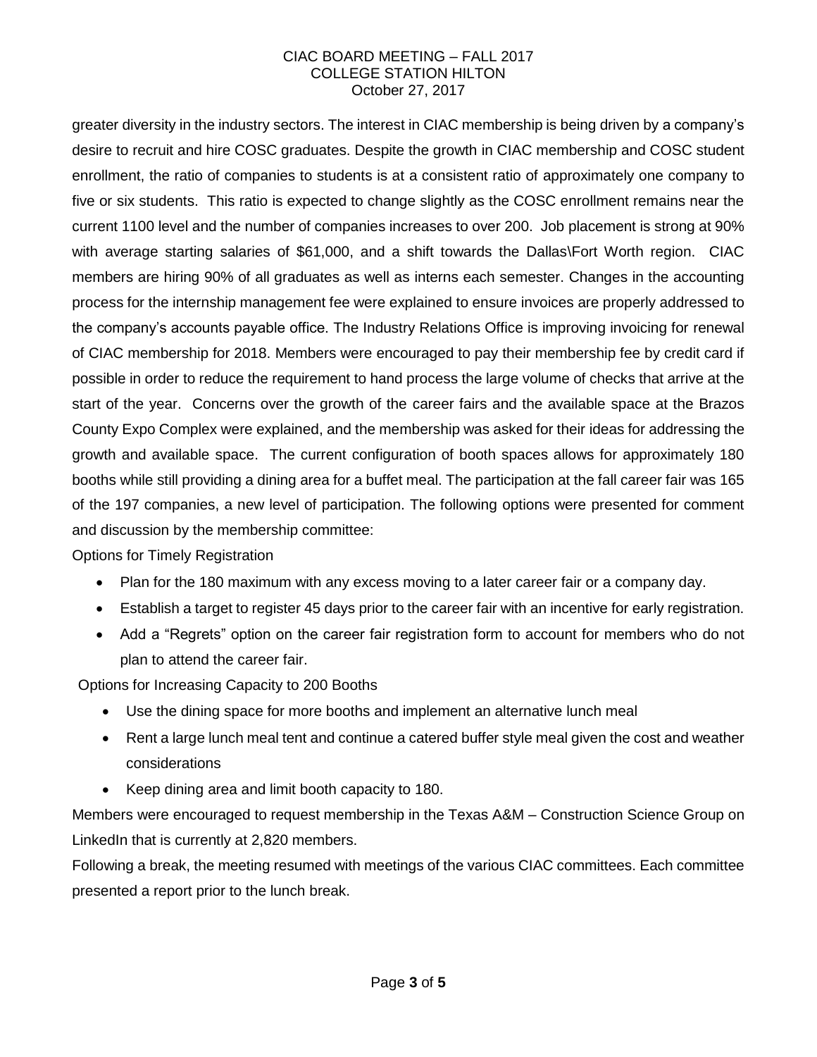greater diversity in the industry sectors. The interest in CIAC membership is being driven by a company's desire to recruit and hire COSC graduates. Despite the growth in CIAC membership and COSC student enrollment, the ratio of companies to students is at a consistent ratio of approximately one company to five or six students. This ratio is expected to change slightly as the COSC enrollment remains near the current 1100 level and the number of companies increases to over 200. Job placement is strong at 90% with average starting salaries of $61,000, and a shift towards the Dallas\Fort Worth region. CIAC members are hiring 90% of all graduates as well as interns each semester. Changes in the accounting process for the internship management fee were explained to ensure invoices are properly addressed to the company's accounts payable office. The Industry Relations Office is improving invoicing for renewal of CIAC membership for 2018. Members were encouraged to pay their membership fee by credit card if possible in order to reduce the requirement to hand process the large volume of checks that arrive at the start of the year. Concerns over the growth of the career fairs and the available space at the Brazos County Expo Complex were explained, and the membership was asked for their ideas for addressing the growth and available space. The current configuration of booth spaces allows for approximately 180 booths while still providing a dining area for a buffet meal. The participation at the fall career fair was 165 of the 197 companies, a new level of participation. The following options were presented for comment and discussion by the membership committee:

Options for Timely Registration

- Plan for the 180 maximum with any excess moving to a later career fair or a company day.
- Establish a target to register 45 days prior to the career fair with an incentive for early registration.
- Add a "Regrets" option on the career fair registration form to account for members who do not plan to attend the career fair.

Options for Increasing Capacity to 200 Booths

- Use the dining space for more booths and implement an alternative lunch meal
- Rent a large lunch meal tent and continue a catered buffer style meal given the cost and weather considerations
- Keep dining area and limit booth capacity to 180.

Members were encouraged to request membership in the Texas A&M – Construction Science Group on LinkedIn that is currently at 2,820 members.

Following a break, the meeting resumed with meetings of the various CIAC committees. Each committee presented a report prior to the lunch break.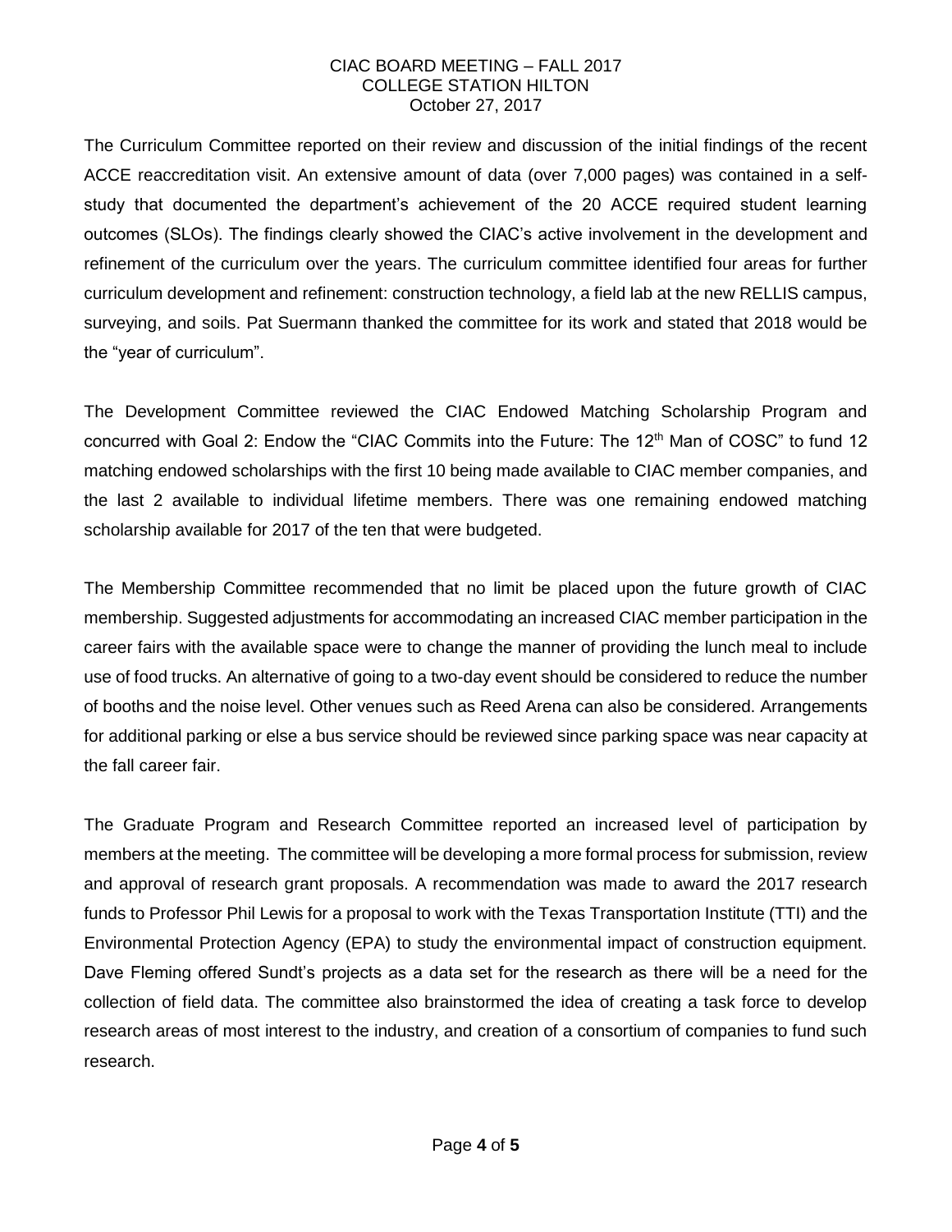The Curriculum Committee reported on their review and discussion of the initial findings of the recent ACCE reaccreditation visit. An extensive amount of data (over 7,000 pages) was contained in a self-study that documented the department's achievement of the 20 ACCE required student learning outcomes (SLOs). The findings clearly showed the CIAC's active involvement in the development and refinement of the curriculum over the years. The curriculum committee identified four areas for further curriculum development and refinement: construction technology, a field lab at the new RELLIS campus, surveying, and soils. Pat Suermann thanked the committee for its work and stated that 2018 would be the "year of curriculum".

The Development Committee reviewed the CIAC Endowed Matching Scholarship Program and concurred with Goal 2: Endow the "CIAC Commits into the Future: The 12th Man of COSC" to fund 12 matching endowed scholarships with the first 10 being made available to CIAC member companies, and the last 2 available to individual lifetime members. There was one remaining endowed matching scholarship available for 2017 of the ten that were budgeted.

The Membership Committee recommended that no limit be placed upon the future growth of CIAC membership. Suggested adjustments for accommodating an increased CIAC member participation in the career fairs with the available space were to change the manner of providing the lunch meal to include use of food trucks. An alternative of going to a two-day event should be considered to reduce the number of booths and the noise level. Other venues such as Reed Arena can also be considered. Arrangements for additional parking or else a bus service should be reviewed since parking space was near capacity at the fall career fair.

The Graduate Program and Research Committee reported an increased level of participation by members at the meeting. The committee will be developing a more formal process for submission, review and approval of research grant proposals. A recommendation was made to award the 2017 research funds to Professor Phil Lewis for a proposal to work with the Texas Transportation Institute (TTI) and the Environmental Protection Agency (EPA) to study the environmental impact of construction equipment. Dave Fleming offered Sundt's projects as a data set for the research as there will be a need for the collection of field data. The committee also brainstormed the idea of creating a task force to develop research areas of most interest to the industry, and creation of a consortium of companies to fund such research.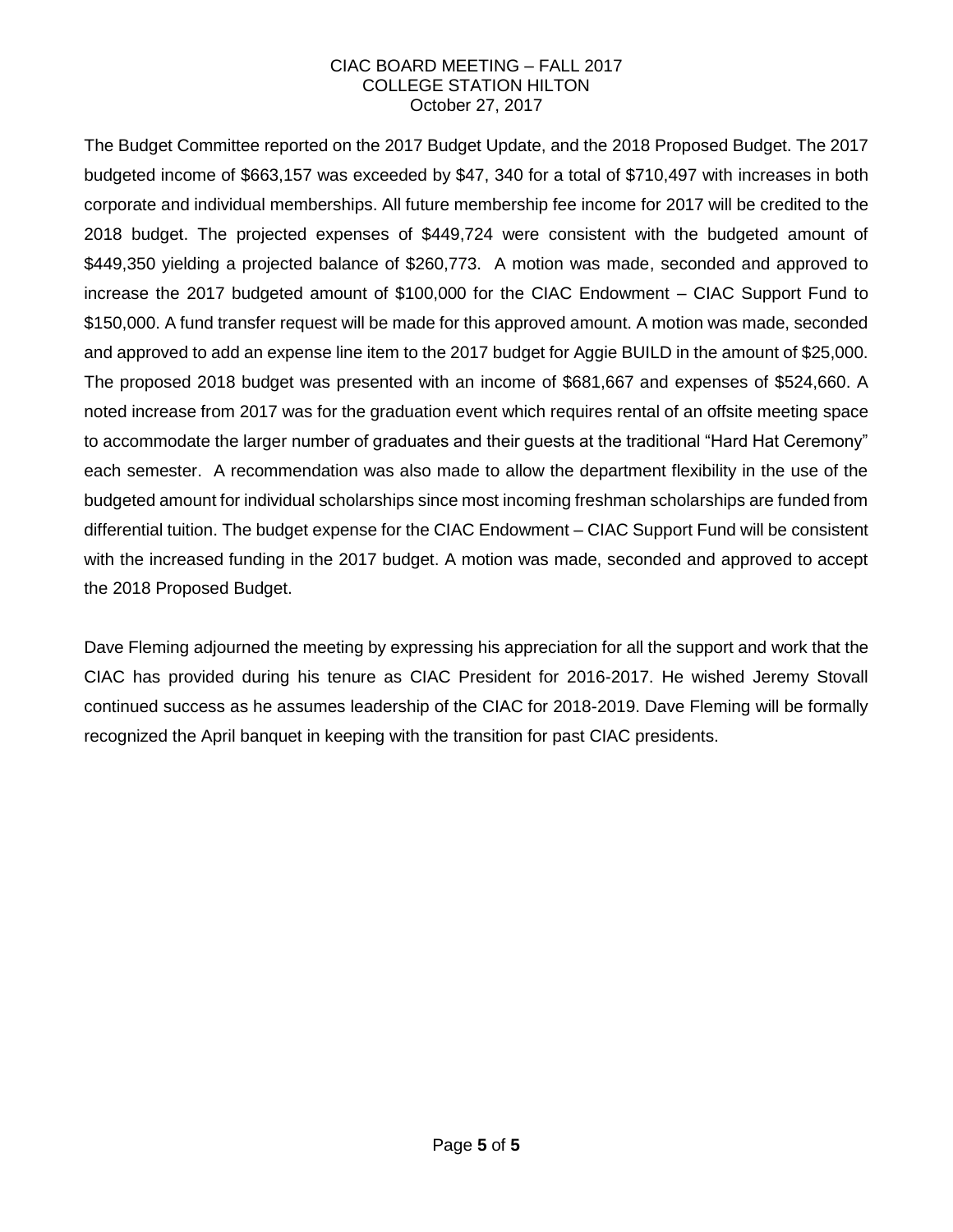The Budget Committee reported on the 2017 Budget Update, and the 2018 Proposed Budget. The 2017 budgeted income of $663,157 was exceeded by $47, 340 for a total of $710,497 with increases in both corporate and individual memberships. All future membership fee income for 2017 will be credited to the 2018 budget. The projected expenses of $449,724 were consistent with the budgeted amount of $449,350 yielding a projected balance of $260,773. A motion was made, seconded and approved to increase the 2017 budgeted amount of $100,000 for the CIAC Endowment – CIAC Support Fund to $150,000. A fund transfer request will be made for this approved amount. A motion was made, seconded and approved to add an expense line item to the 2017 budget for Aggie BUILD in the amount of $25,000. The proposed 2018 budget was presented with an income of $681,667 and expenses of $524,660. A noted increase from 2017 was for the graduation event which requires rental of an offsite meeting space to accommodate the larger number of graduates and their guests at the traditional "Hard Hat Ceremony" each semester. A recommendation was also made to allow the department flexibility in the use of the budgeted amount for individual scholarships since most incoming freshman scholarships are funded from differential tuition. The budget expense for the CIAC Endowment – CIAC Support Fund will be consistent with the increased funding in the 2017 budget. A motion was made, seconded and approved to accept the 2018 Proposed Budget.

Dave Fleming adjourned the meeting by expressing his appreciation for all the support and work that the CIAC has provided during his tenure as CIAC President for 2016-2017. He wished Jeremy Stovall continued success as he assumes leadership of the CIAC for 2018-2019. Dave Fleming will be formally recognized the April banquet in keeping with the transition for past CIAC presidents.